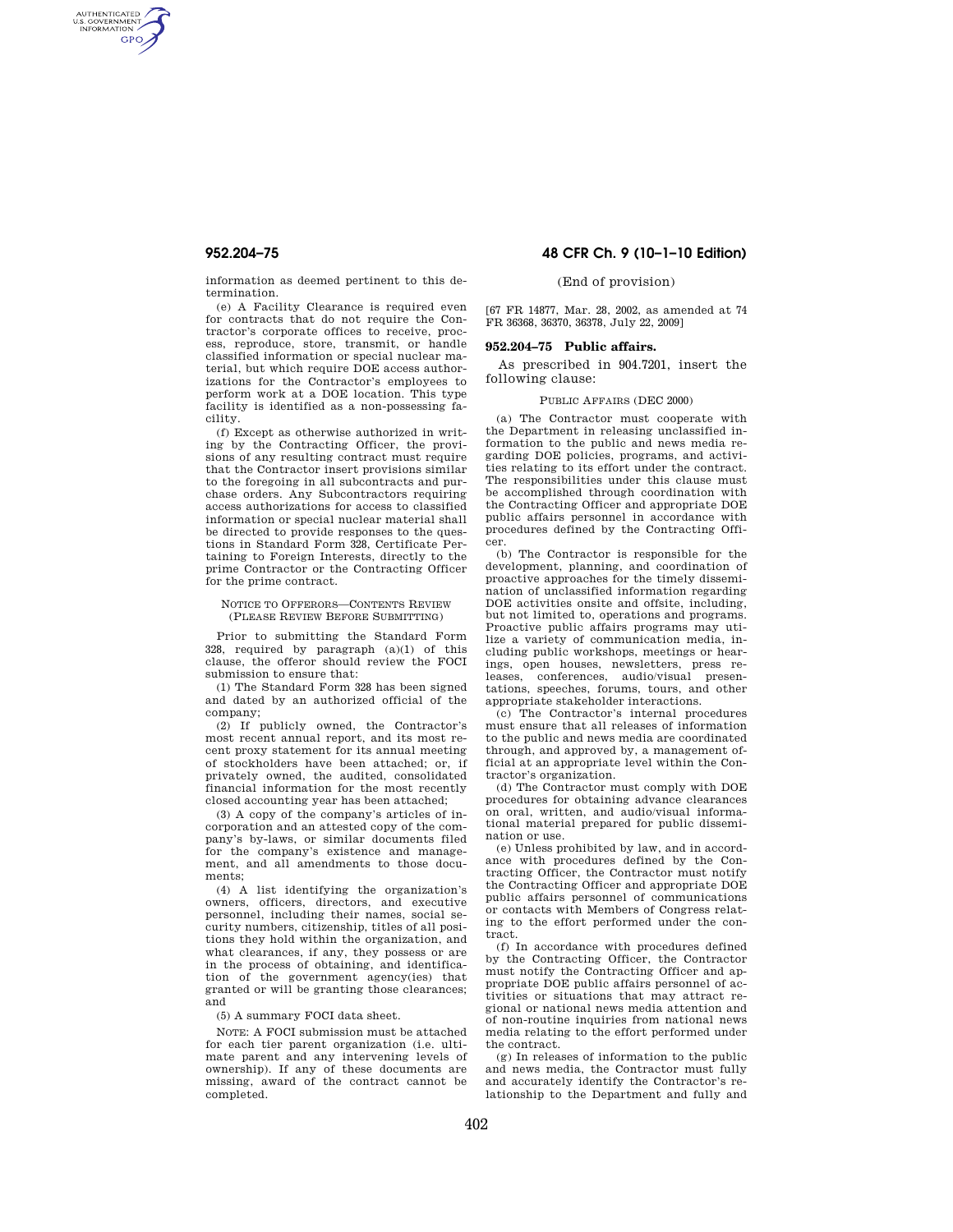information as deemed pertinent to this determination.

(e) A Facility Clearance is required even for contracts that do not require the Contractor's corporate offices to receive, process, reproduce, store, transmit, or handle classified information or special nuclear material, but which require DOE access authorizations for the Contractor's employees to perform work at a DOE location. This type facility is identified as a non-possessing facility.

(f) Except as otherwise authorized in writing by the Contracting Officer, the provisions of any resulting contract must require that the Contractor insert provisions similar to the foregoing in all subcontracts and purchase orders. Any Subcontractors requiring access authorizations for access to classified information or special nuclear material shall be directed to provide responses to the questions in Standard Form 328, Certificate Pertaining to Foreign Interests, directly to the prime Contractor or the Contracting Officer for the prime contract.

NOTICE TO OFFERORS—CONTENTS REVIEW (PLEASE REVIEW BEFORE SUBMITTING)

Prior to submitting the Standard Form 328, required by paragraph (a)(1) of this clause, the offeror should review the FOCI submission to ensure that:

(1) The Standard Form 328 has been signed and dated by an authorized official of the company;

(2) If publicly owned, the Contractor's most recent annual report, and its most recent proxy statement for its annual meeting of stockholders have been attached; or, if privately owned, the audited, consolidated financial information for the most recently closed accounting year has been attached;

(3) A copy of the company's articles of incorporation and an attested copy of the company's by-laws, or similar documents filed for the company's existence and management, and all amendments to those documents;

(4) A list identifying the organization's owners, officers, directors, and executive personnel, including their names, social security numbers, citizenship, titles of all positions they hold within the organization, and what clearances, if any, they possess or are in the process of obtaining, and identification of the government agency(ies) that granted or will be granting those clearances; and

(5) A summary FOCI data sheet.

NOTE: A FOCI submission must be attached for each tier parent organization (i.e. ultimate parent and any intervening levels of ownership). If any of these documents are missing, award of the contract cannot be completed.

(End of provision)

[67 FR 14877, Mar. 28, 2002, as amended at 74 FR 36368, 36370, 36378, July 22, 2009]

## 952.204–75 Public affairs.

As prescribed in 904.7201, insert the following clause:

PUBLIC AFFAIRS (DEC 2000)

(a) The Contractor must cooperate with the Department in releasing unclassified information to the public and news media regarding DOE policies, programs, and activities relating to its effort under the contract. The responsibilities under this clause must be accomplished through coordination with the Contracting Officer and appropriate DOE public affairs personnel in accordance with procedures defined by the Contracting Officer.

(b) The Contractor is responsible for the development, planning, and coordination of proactive approaches for the timely dissemination of unclassified information regarding DOE activities onsite and offsite, including, but not limited to, operations and programs. Proactive public affairs programs may utilize a variety of communication media, including public workshops, meetings or hearings, open houses, newsletters, press releases, conferences, audio/visual presentations, speeches, forums, tours, and other appropriate stakeholder interactions.

(c) The Contractor's internal procedures must ensure that all releases of information to the public and news media are coordinated through, and approved by, a management official at an appropriate level within the Contractor's organization.

(d) The Contractor must comply with DOE procedures for obtaining advance clearances on oral, written, and audio/visual informational material prepared for public dissemination or use.

(e) Unless prohibited by law, and in accordance with procedures defined by the Contracting Officer, the Contractor must notify the Contracting Officer and appropriate DOE public affairs personnel of communications or contacts with Members of Congress relating to the effort performed under the contract.

(f) In accordance with procedures defined by the Contracting Officer, the Contractor must notify the Contracting Officer and appropriate DOE public affairs personnel of activities or situations that may attract regional or national news media attention and of non-routine inquiries from national news media relating to the effort performed under the contract.

(g) In releases of information to the public and news media, the Contractor must fully and accurately identify the Contractor's relationship to the Department and fully and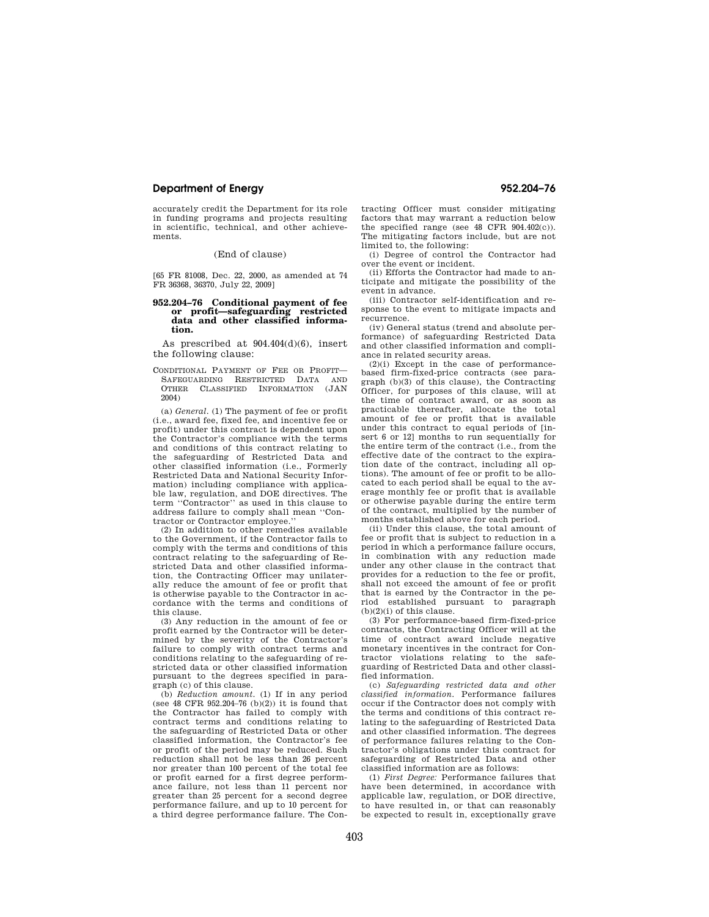accurately credit the Department for its role in funding programs and projects resulting in scientific, technical, and other achievements.

(End of clause)

[65 FR 81008, Dec. 22, 2000, as amended at 74 FR 36368, 36370, July 22, 2009]

### 952.204–76 Conditional payment of fee or profit—safeguarding restricted data and other classified information.

As prescribed at 904.404(d)(6), insert the following clause:

CONDITIONAL PAYMENT OF FEE OR PROFIT—SAFEGUARDING RESTRICTED DATA AND OTHER CLASSIFIED INFORMATION (JAN 2004)

(a) *General.* (1) The payment of fee or profit (i.e., award fee, fixed fee, and incentive fee or profit) under this contract is dependent upon the Contractor's compliance with the terms and conditions of this contract relating to the safeguarding of Restricted Data and other classified information (i.e., Formerly Restricted Data and National Security Information) including compliance with applicable law, regulation, and DOE directives. The term ''Contractor'' as used in this clause to address failure to comply shall mean ''Contractor or Contractor employee.''

(2) In addition to other remedies available to the Government, if the Contractor fails to comply with the terms and conditions of this contract relating to the safeguarding of Restricted Data and other classified information, the Contracting Officer may unilaterally reduce the amount of fee or profit that is otherwise payable to the Contractor in accordance with the terms and conditions of this clause.

(3) Any reduction in the amount of fee or profit earned by the Contractor will be determined by the severity of the Contractor's failure to comply with contract terms and conditions relating to the safeguarding of restricted data or other classified information pursuant to the degrees specified in paragraph (c) of this clause.

(b) *Reduction amount.* (1) If in any period (see 48 CFR 952.204–76 (b)(2)) it is found that the Contractor has failed to comply with contract terms and conditions relating to the safeguarding of Restricted Data or other classified information, the Contractor's fee or profit of the period may be reduced. Such reduction shall not be less than 26 percent nor greater than 100 percent of the total fee or profit earned for a first degree performance failure, not less than 11 percent nor greater than 25 percent for a second degree performance failure, and up to 10 percent for a third degree performance failure. The Contracting Officer must consider mitigating factors that may warrant a reduction below the specified range (see 48 CFR 904.402(c)). The mitigating factors include, but are not limited to, the following:

(i) Degree of control the Contractor had over the event or incident.

(ii) Efforts the Contractor had made to anticipate and mitigate the possibility of the event in advance.

(iii) Contractor self-identification and response to the event to mitigate impacts and recurrence.

(iv) General status (trend and absolute performance) of safeguarding Restricted Data and other classified information and compliance in related security areas.

(2)(i) Except in the case of performance-based firm-fixed-price contracts (see paragraph (b)(3) of this clause), the Contracting Officer, for purposes of this clause, will at the time of contract award, or as soon as practicable thereafter, allocate the total amount of fee or profit that is available under this contract to equal periods of [insert 6 or 12] months to run sequentially for the entire term of the contract (i.e., from the effective date of the contract to the expiration date of the contract, including all options). The amount of fee or profit to be allocated to each period shall be equal to the average monthly fee or profit that is available or otherwise payable during the entire term of the contract, multiplied by the number of months established above for each period.

(ii) Under this clause, the total amount of fee or profit that is subject to reduction in a period in which a performance failure occurs, in combination with any reduction made under any other clause in the contract that provides for a reduction to the fee or profit, shall not exceed the amount of fee or profit that is earned by the Contractor in the period established pursuant to paragraph (b)(2)(i) of this clause.

(3) For performance-based firm-fixed-price contracts, the Contracting Officer will at the time of contract award include negative monetary incentives in the contract for Contractor violations relating to the safeguarding of Restricted Data and other classified information.

(c) *Safeguarding restricted data and other classified information.* Performance failures occur if the Contractor does not comply with the terms and conditions of this contract relating to the safeguarding of Restricted Data and other classified information. The degrees of performance failures relating to the Contractor's obligations under this contract for safeguarding of Restricted Data and other classified information are as follows:

(1) *First Degree:* Performance failures that have been determined, in accordance with applicable law, regulation, or DOE directive, to have resulted in, or that can reasonably be expected to result in, exceptionally grave